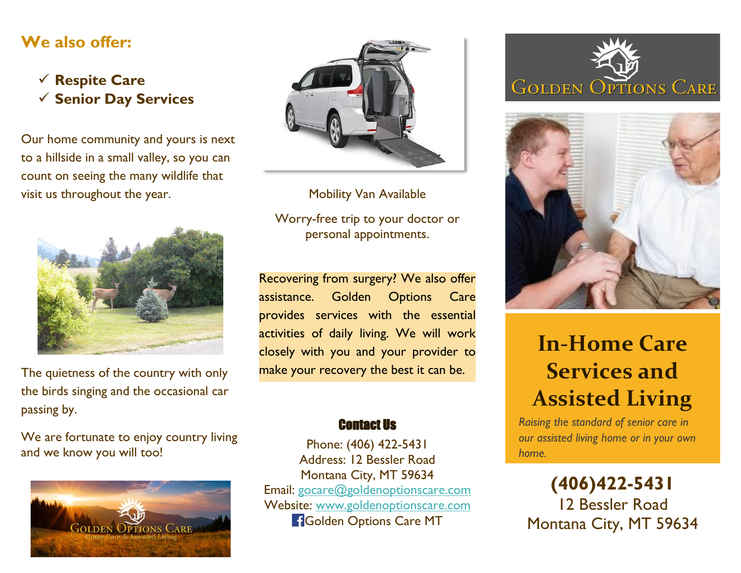## We also offer:

- ✓ **Respite Care**
- ✓ **Senior Day Services**

Our home community and yours is next to a hillside in a small valley, so you can count on seeing the many wildlife that visit us throughout the year.

The quietness of the country with only the birds singing and the occasional car passing by.

We are fortunate to enjoy country living and we know you will too!

Mobility Van Available

Worry-free trip to your doctor or personal appointments.

Recovering from surgery? We also offer assistance. Golden Options Care provides services with the essential activities of daily living. We will work closely with you and your provider to make your recovery the best it can be.

### Contact Us

Phone: (406) 422-5431
Address: 12 Bessler Road
Montana City, MT 59634
Email: gocare@goldenoptionscare.com
Website: www.goldenoptionscare.com
Golden Options Care MT

GOLDEN OPTIONS CARE

# In-Home Care Services and Assisted Living

*Raising the standard of senior care in our assisted living home or in your own home.*

**(406)422-5431**
12 Bessler Road
Montana City, MT 59634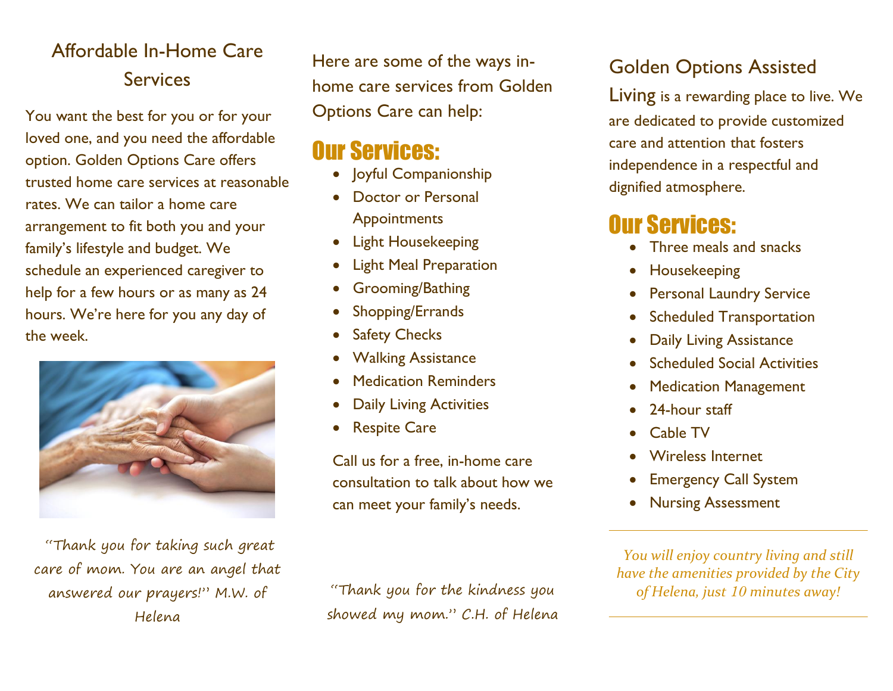## Affordable In-Home Care Services

You want the best for you or for your loved one, and you need the affordable option. Golden Options Care offers trusted home care services at reasonable rates. We can tailor a home care arrangement to fit both you and your family's lifestyle and budget. We schedule an experienced caregiver to help for a few hours or as many as 24 hours. We're here for you any day of the week.

"Thank you for taking such great care of mom. You are an angel that answered our prayers!" M.W. of Helena

Here are some of the ways in-home care services from Golden Options Care can help:

## Our Services:

- Joyful Companionship
- Doctor or Personal Appointments
- Light Housekeeping
- Light Meal Preparation
- Grooming/Bathing
- Shopping/Errands
- Safety Checks
- Walking Assistance
- Medication Reminders
- Daily Living Activities
- Respite Care

Call us for a free, in-home care consultation to talk about how we can meet your family's needs.

"Thank you for the kindness you showed my mom." C.H. of Helena

Golden Options Assisted Living is a rewarding place to live. We are dedicated to provide customized care and attention that fosters independence in a respectful and dignified atmosphere.

## Our Services:

- Three meals and snacks
- Housekeeping
- Personal Laundry Service
- Scheduled Transportation
- Daily Living Assistance
- Scheduled Social Activities
- Medication Management
- 24-hour staff
- Cable TV
- Wireless Internet
- Emergency Call System
- Nursing Assessment

---

*You will enjoy country living and still have the amenities provided by the City of Helena, just 10 minutes away!*

---